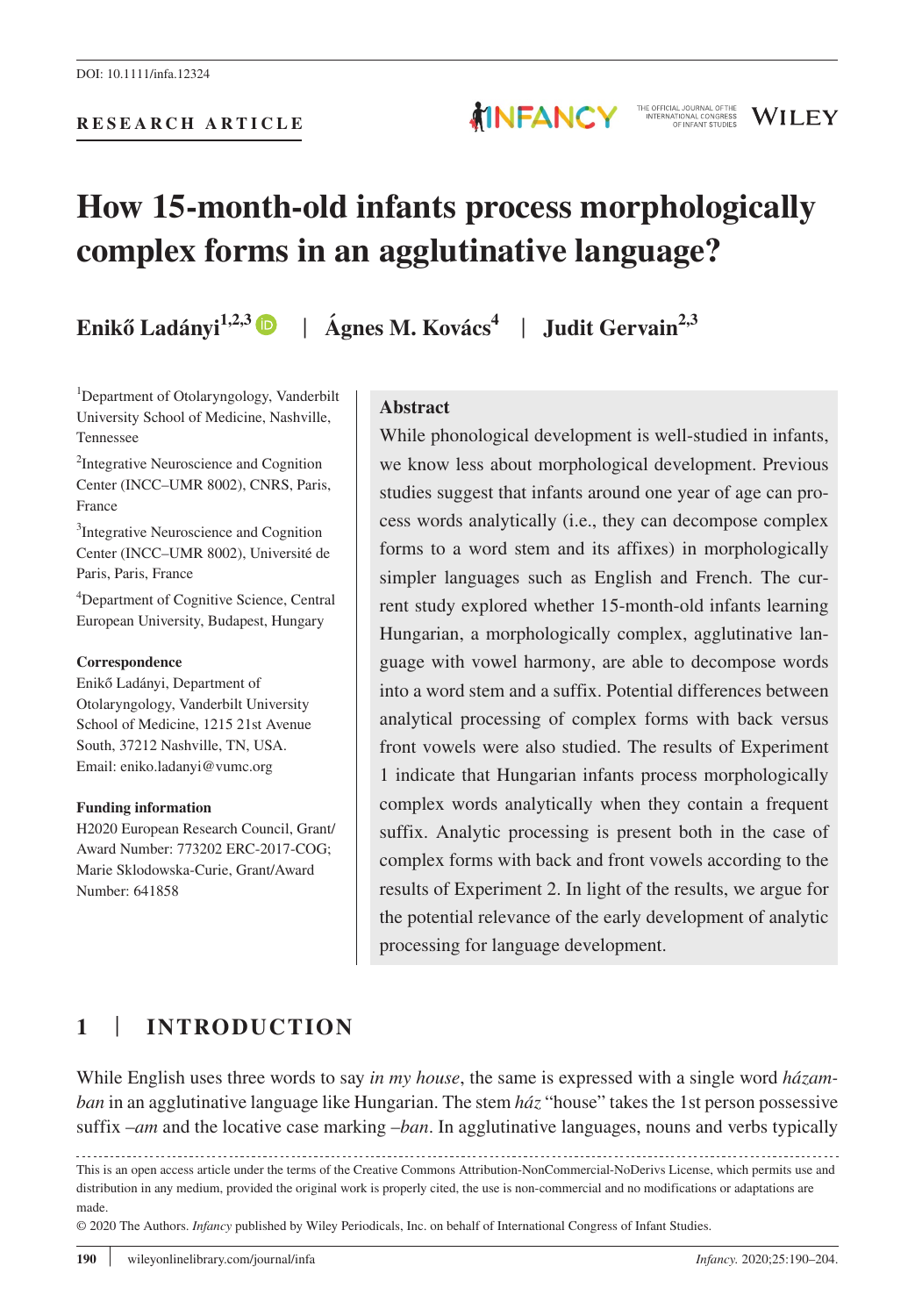DOI: 10.1111/infa.12324

RESEARCH ARTICLE

# How 15-month-old infants process morphologically complex forms in an agglutinative language?

**Enikő Ladányi**[1,2,3] | **Ágnes M. Kovács**[4] | **Judit Gervain**[2,3]

[1]Department of Otolaryngology, Vanderbilt University School of Medicine, Nashville, Tennessee

[2]Integrative Neuroscience and Cognition Center (INCC–UMR 8002), CNRS, Paris, France

[3]Integrative Neuroscience and Cognition Center (INCC–UMR 8002), Université de Paris, Paris, France

[4]Department of Cognitive Science, Central European University, Budapest, Hungary

**Correspondence**
Enikő Ladányi, Department of Otolaryngology, Vanderbilt University School of Medicine, 1215 21st Avenue South, 37212 Nashville, TN, USA.
Email: eniko.ladanyi@vumc.org

**Funding information**
H2020 European Research Council, Grant/Award Number: 773202 ERC-2017-COG; Marie Sklodowska-Curie, Grant/Award Number: 641858

**Abstract**

While phonological development is well-studied in infants, we know less about morphological development. Previous studies suggest that infants around one year of age can process words analytically (i.e., they can decompose complex forms to a word stem and its affixes) in morphologically simpler languages such as English and French. The current study explored whether 15-month-old infants learning Hungarian, a morphologically complex, agglutinative language with vowel harmony, are able to decompose words into a word stem and a suffix. Potential differences between analytical processing of complex forms with back versus front vowels were also studied. The results of Experiment 1 indicate that Hungarian infants process morphologically complex words analytically when they contain a frequent suffix. Analytic processing is present both in the case of complex forms with back and front vowels according to the results of Experiment 2. In light of the results, we argue for the potential relevance of the early development of analytic processing for language development.

## 1 | INTRODUCTION

While English uses three words to say *in my house*, the same is expressed with a single word *házamban* in an agglutinative language like Hungarian. The stem *ház* "house" takes the 1st person possessive suffix *–am* and the locative case marking *–ban*. In agglutinative languages, nouns and verbs typically

This is an open access article under the terms of the Creative Commons Attribution-NonCommercial-NoDerivs License, which permits use and distribution in any medium, provided the original work is properly cited, the use is non-commercial and no modifications or adaptations are made.
© 2020 The Authors. *Infancy* published by Wiley Periodicals, Inc. on behalf of International Congress of Infant Studies.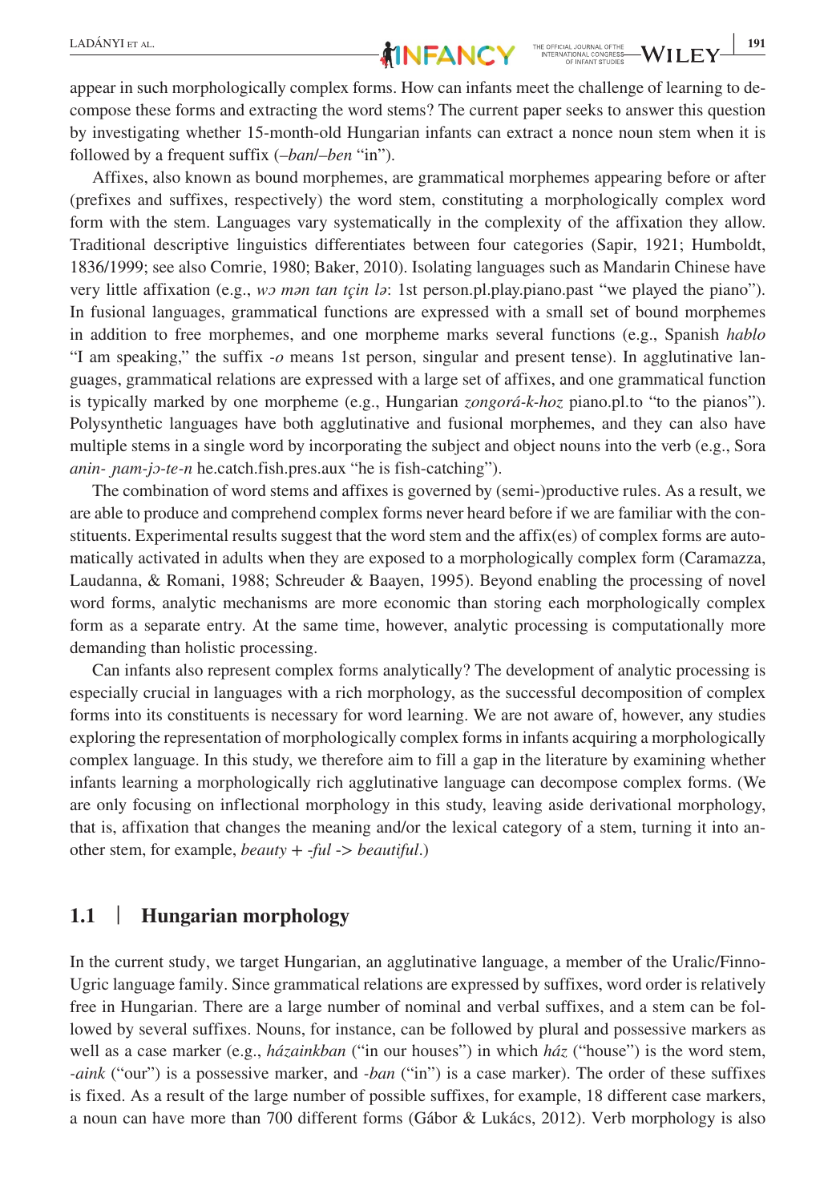appear in such morphologically complex forms. How can infants meet the challenge of learning to decompose these forms and extracting the word stems? The current paper seeks to answer this question by investigating whether 15-month-old Hungarian infants can extract a nonce noun stem when it is followed by a frequent suffix (*–ban*/*–ben* "in").

Affixes, also known as bound morphemes, are grammatical morphemes appearing before or after (prefixes and suffixes, respectively) the word stem, constituting a morphologically complex word form with the stem. Languages vary systematically in the complexity of the affixation they allow. Traditional descriptive linguistics differentiates between four categories (Sapir, 1921; Humboldt, 1836/1999; see also Comrie, 1980; Baker, 2010). Isolating languages such as Mandarin Chinese have very little affixation (e.g., *wɔ mən tan tçin lə*: 1st person.pl.play.piano.past "we played the piano"). In fusional languages, grammatical functions are expressed with a small set of bound morphemes in addition to free morphemes, and one morpheme marks several functions (e.g., Spanish *hablo* "I am speaking," the suffix *-o* means 1st person, singular and present tense). In agglutinative languages, grammatical relations are expressed with a large set of affixes, and one grammatical function is typically marked by one morpheme (e.g., Hungarian *zongorá-k-hoz* piano.pl.to "to the pianos"). Polysynthetic languages have both agglutinative and fusional morphemes, and they can also have multiple stems in a single word by incorporating the subject and object nouns into the verb (e.g., Sora *anin- ɲam-jɔ-te-n* he.catch.fish.pres.aux "he is fish-catching").

The combination of word stems and affixes is governed by (semi-)productive rules. As a result, we are able to produce and comprehend complex forms never heard before if we are familiar with the constituents. Experimental results suggest that the word stem and the affix(es) of complex forms are automatically activated in adults when they are exposed to a morphologically complex form (Caramazza, Laudanna, & Romani, 1988; Schreuder & Baayen, 1995). Beyond enabling the processing of novel word forms, analytic mechanisms are more economic than storing each morphologically complex form as a separate entry. At the same time, however, analytic processing is computationally more demanding than holistic processing.

Can infants also represent complex forms analytically? The development of analytic processing is especially crucial in languages with a rich morphology, as the successful decomposition of complex forms into its constituents is necessary for word learning. We are not aware of, however, any studies exploring the representation of morphologically complex forms in infants acquiring a morphologically complex language. In this study, we therefore aim to fill a gap in the literature by examining whether infants learning a morphologically rich agglutinative language can decompose complex forms. (We are only focusing on inflectional morphology in this study, leaving aside derivational morphology, that is, affixation that changes the meaning and/or the lexical category of a stem, turning it into another stem, for example, *beauty* + *-ful* -> *beautiful*.)

## 1.1 | Hungarian morphology

In the current study, we target Hungarian, an agglutinative language, a member of the Uralic/Finno-Ugric language family. Since grammatical relations are expressed by suffixes, word order is relatively free in Hungarian. There are a large number of nominal and verbal suffixes, and a stem can be followed by several suffixes. Nouns, for instance, can be followed by plural and possessive markers as well as a case marker (e.g., *házainkban* ("in our houses") in which *ház* ("house") is the word stem, *-aink* ("our") is a possessive marker, and *-ban* ("in") is a case marker). The order of these suffixes is fixed. As a result of the large number of possible suffixes, for example, 18 different case markers, a noun can have more than 700 different forms (Gábor & Lukács, 2012). Verb morphology is also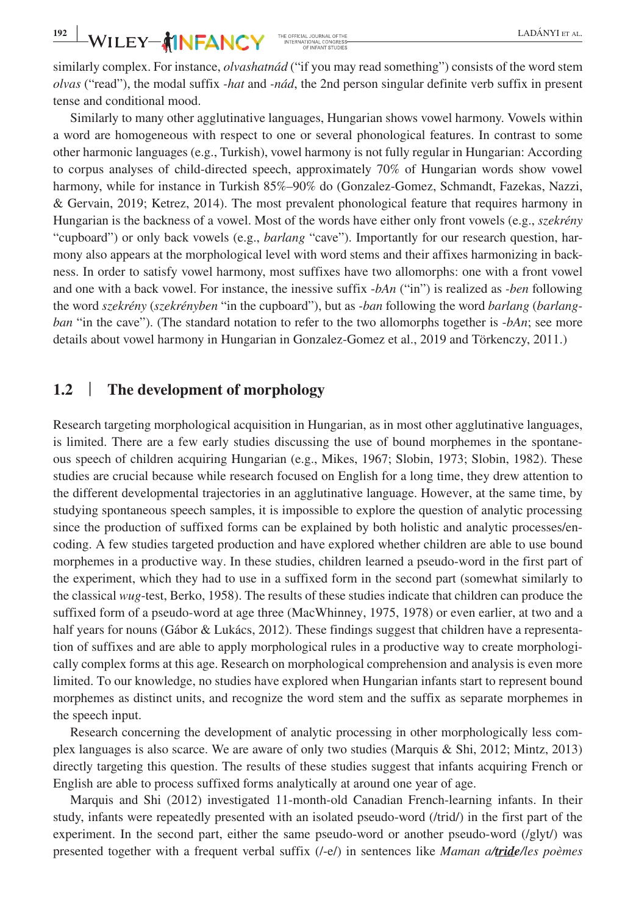similarly complex. For instance, *olvashatnád* ("if you may read something") consists of the word stem *olvas* ("read"), the modal suffix *-hat* and *-nád*, the 2nd person singular definite verb suffix in present tense and conditional mood.

Similarly to many other agglutinative languages, Hungarian shows vowel harmony. Vowels within a word are homogeneous with respect to one or several phonological features. In contrast to some other harmonic languages (e.g., Turkish), vowel harmony is not fully regular in Hungarian: According to corpus analyses of child-directed speech, approximately 70% of Hungarian words show vowel harmony, while for instance in Turkish 85%–90% do (Gonzalez-Gomez, Schmandt, Fazekas, Nazzi, & Gervain, 2019; Ketrez, 2014). The most prevalent phonological feature that requires harmony in Hungarian is the backness of a vowel. Most of the words have either only front vowels (e.g., *szekrény* "cupboard") or only back vowels (e.g., *barlang* "cave"). Importantly for our research question, harmony also appears at the morphological level with word stems and their affixes harmonizing in backness. In order to satisfy vowel harmony, most suffixes have two allomorphs: one with a front vowel and one with a back vowel. For instance, the inessive suffix *-bAn* ("in") is realized as *-ben* following the word *szekrény* (*szekrényben* "in the cupboard"), but as *-ban* following the word *barlang* (*barlangban* "in the cave"). (The standard notation to refer to the two allomorphs together is *-bAn*; see more details about vowel harmony in Hungarian in Gonzalez-Gomez et al., 2019 and Törkenczy, 2011.)

## 1.2 | The development of morphology

Research targeting morphological acquisition in Hungarian, as in most other agglutinative languages, is limited. There are a few early studies discussing the use of bound morphemes in the spontaneous speech of children acquiring Hungarian (e.g., Mikes, 1967; Slobin, 1973; Slobin, 1982). These studies are crucial because while research focused on English for a long time, they drew attention to the different developmental trajectories in an agglutinative language. However, at the same time, by studying spontaneous speech samples, it is impossible to explore the question of analytic processing since the production of suffixed forms can be explained by both holistic and analytic processes/encoding. A few studies targeted production and have explored whether children are able to use bound morphemes in a productive way. In these studies, children learned a pseudo-word in the first part of the experiment, which they had to use in a suffixed form in the second part (somewhat similarly to the classical *wug*-test, Berko, 1958). The results of these studies indicate that children can produce the suffixed form of a pseudo-word at age three (MacWhinney, 1975, 1978) or even earlier, at two and a half years for nouns (Gábor & Lukács, 2012). These findings suggest that children have a representation of suffixes and are able to apply morphological rules in a productive way to create morphologically complex forms at this age. Research on morphological comprehension and analysis is even more limited. To our knowledge, no studies have explored when Hungarian infants start to represent bound morphemes as distinct units, and recognize the word stem and the suffix as separate morphemes in the speech input.

Research concerning the development of analytic processing in other morphologically less complex languages is also scarce. We are aware of only two studies (Marquis & Shi, 2012; Mintz, 2013) directly targeting this question. The results of these studies suggest that infants acquiring French or English are able to process suffixed forms analytically at around one year of age.

Marquis and Shi (2012) investigated 11-month-old Canadian French-learning infants. In their study, infants were repeatedly presented with an isolated pseudo-word (/trid/) in the first part of the experiment. In the second part, either the same pseudo-word or another pseudo-word (/glyt/) was presented together with a frequent verbal suffix (/-e/) in sentences like *Maman a/**tride**/les poèmes*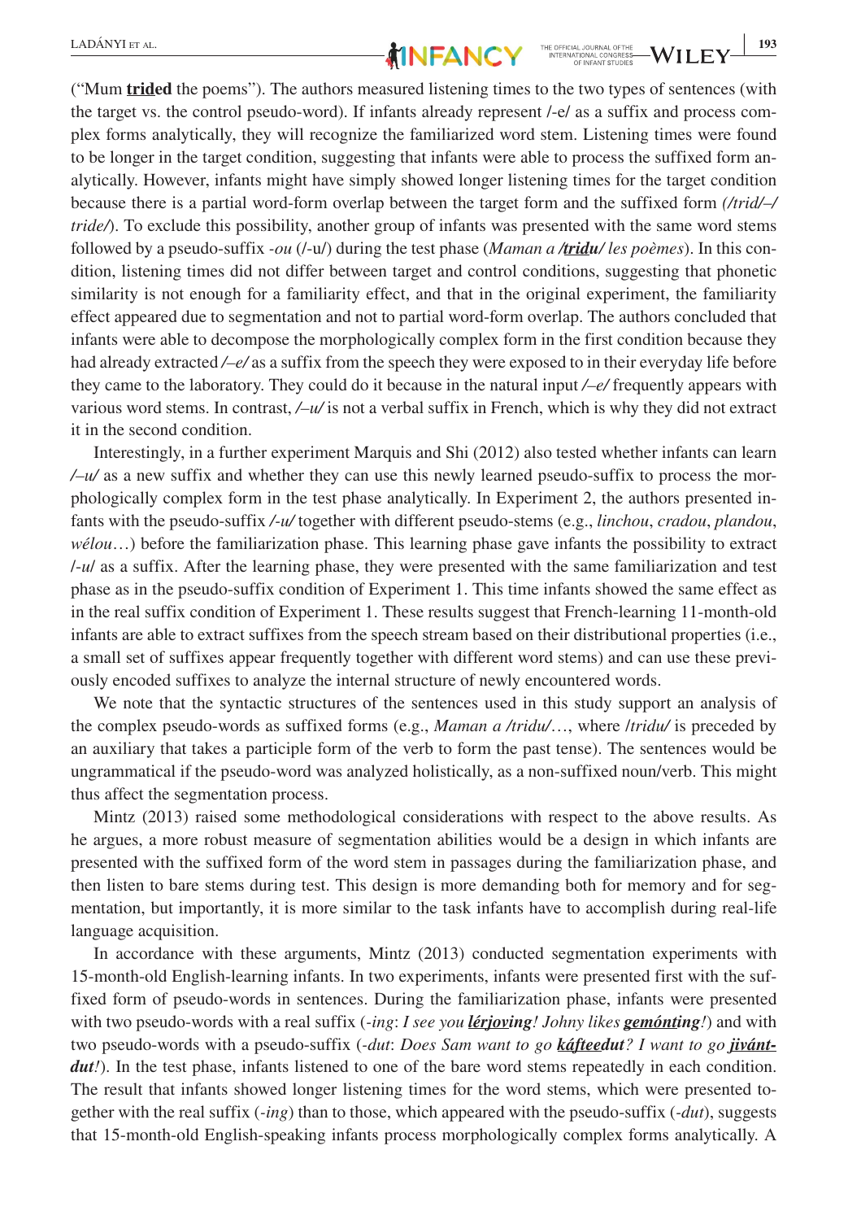("Mum **__trid__ed** the poems"). The authors measured listening times to the two types of sentences (with the target vs. the control pseudo-word). If infants already represent /-e/ as a suffix and process complex forms analytically, they will recognize the familiarized word stem. Listening times were found to be longer in the target condition, suggesting that infants were able to process the suffixed form analytically. However, infants might have simply showed longer listening times for the target condition because there is a partial word-form overlap between the target form and the suffixed form *(/trid/–/tride/)*. To exclude this possibility, another group of infants was presented with the same word stems followed by a pseudo-suffix *-ou* (/-u/) during the test phase (*Maman a* ***/__trid__u/*** *les poèmes*). In this condition, listening times did not differ between target and control conditions, suggesting that phonetic similarity is not enough for a familiarity effect, and that in the original experiment, the familiarity effect appeared due to segmentation and not to partial word-form overlap. The authors concluded that infants were able to decompose the morphologically complex form in the first condition because they had already extracted */–e/* as a suffix from the speech they were exposed to in their everyday life before they came to the laboratory. They could do it because in the natural input */–e/* frequently appears with various word stems. In contrast, */–u/* is not a verbal suffix in French, which is why they did not extract it in the second condition.

Interestingly, in a further experiment Marquis and Shi (2012) also tested whether infants can learn */–u/* as a new suffix and whether they can use this newly learned pseudo-suffix to process the morphologically complex form in the test phase analytically. In Experiment 2, the authors presented infants with the pseudo-suffix */-u/* together with different pseudo-stems (e.g., *linchou*, *cradou*, *plandou*, *wélou*…) before the familiarization phase. This learning phase gave infants the possibility to extract /*-u*/ as a suffix. After the learning phase, they were presented with the same familiarization and test phase as in the pseudo-suffix condition of Experiment 1. This time infants showed the same effect as in the real suffix condition of Experiment 1. These results suggest that French-learning 11-month-old infants are able to extract suffixes from the speech stream based on their distributional properties (i.e., a small set of suffixes appear frequently together with different word stems) and can use these previously encoded suffixes to analyze the internal structure of newly encountered words.

We note that the syntactic structures of the sentences used in this study support an analysis of the complex pseudo-words as suffixed forms (e.g., *Maman a /tridu/*…, where */tridu/* is preceded by an auxiliary that takes a participle form of the verb to form the past tense). The sentences would be ungrammatical if the pseudo-word was analyzed holistically, as a non-suffixed noun/verb. This might thus affect the segmentation process.

Mintz (2013) raised some methodological considerations with respect to the above results. As he argues, a more robust measure of segmentation abilities would be a design in which infants are presented with the suffixed form of the word stem in passages during the familiarization phase, and then listen to bare stems during test. This design is more demanding both for memory and for segmentation, but importantly, it is more similar to the task infants have to accomplish during real-life language acquisition.

In accordance with these arguments, Mintz (2013) conducted segmentation experiments with 15-month-old English-learning infants. In two experiments, infants were presented first with the suffixed form of pseudo-words in sentences. During the familiarization phase, infants were presented with two pseudo-words with a real suffix (*-ing*: *I see you* ***__lérjov__ing****! Johny likes* ***__gemónt__ing****!*) and with two pseudo-words with a pseudo-suffix (*-dut*: *Does Sam want to go* ***__káftee__dut****? I want to go* ***__jivánt__dut****!*). In the test phase, infants listened to one of the bare word stems repeatedly in each condition. The result that infants showed longer listening times for the word stems, which were presented together with the real suffix (*-ing*) than to those, which appeared with the pseudo-suffix (*-dut*), suggests that 15-month-old English-speaking infants process morphologically complex forms analytically. A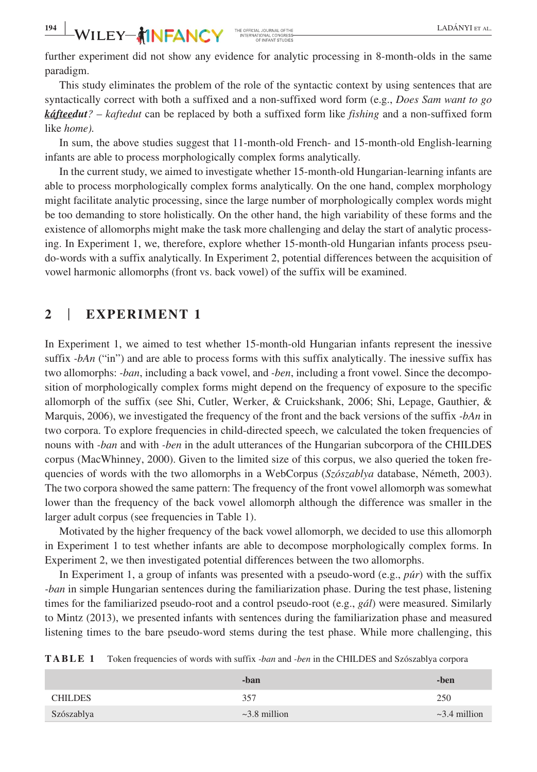further experiment did not show any evidence for analytic processing in 8-month-olds in the same paradigm.

This study eliminates the problem of the role of the syntactic context by using sentences that are syntactically correct with both a suffixed and a non-suffixed word form (e.g., *Does Sam want to go* ***káfteedut****?* – *kaftedut* can be replaced by both a suffixed form like *fishing* and a non-suffixed form like *home).*

In sum, the above studies suggest that 11-month-old French- and 15-month-old English-learning infants are able to process morphologically complex forms analytically.

In the current study, we aimed to investigate whether 15-month-old Hungarian-learning infants are able to process morphologically complex forms analytically. On the one hand, complex morphology might facilitate analytic processing, since the large number of morphologically complex words might be too demanding to store holistically. On the other hand, the high variability of these forms and the existence of allomorphs might make the task more challenging and delay the start of analytic processing. In Experiment 1, we, therefore, explore whether 15-month-old Hungarian infants process pseudo-words with a suffix analytically. In Experiment 2, potential differences between the acquisition of vowel harmonic allomorphs (front vs. back vowel) of the suffix will be examined.

## 2 | EXPERIMENT 1

In Experiment 1, we aimed to test whether 15-month-old Hungarian infants represent the inessive suffix *-bAn* ("in") and are able to process forms with this suffix analytically. The inessive suffix has two allomorphs: *-ban*, including a back vowel, and *-ben*, including a front vowel. Since the decomposition of morphologically complex forms might depend on the frequency of exposure to the specific allomorph of the suffix (see Shi, Cutler, Werker, & Cruickshank, 2006; Shi, Lepage, Gauthier, & Marquis, 2006), we investigated the frequency of the front and the back versions of the suffix *-bAn* in two corpora. To explore frequencies in child-directed speech, we calculated the token frequencies of nouns with *-ban* and with *-ben* in the adult utterances of the Hungarian subcorpora of the CHILDES corpus (MacWhinney, 2000). Given to the limited size of this corpus, we also queried the token frequencies of words with the two allomorphs in a WebCorpus (*Szószablya* database, Németh, 2003). The two corpora showed the same pattern: The frequency of the front vowel allomorph was somewhat lower than the frequency of the back vowel allomorph although the difference was smaller in the larger adult corpus (see frequencies in Table 1).

Motivated by the higher frequency of the back vowel allomorph, we decided to use this allomorph in Experiment 1 to test whether infants are able to decompose morphologically complex forms. In Experiment 2, we then investigated potential differences between the two allomorphs.

In Experiment 1, a group of infants was presented with a pseudo-word (e.g., *púr*) with the suffix *-ban* in simple Hungarian sentences during the familiarization phase. During the test phase, listening times for the familiarized pseudo-root and a control pseudo-root (e.g., *gál*) were measured. Similarly to Mintz (2013), we presented infants with sentences during the familiarization phase and measured listening times to the bare pseudo-word stems during the test phase. While more challenging, this

**TABLE 1** Token frequencies of words with suffix *-ban* and *-ben* in the CHILDES and Szószablya corpora

| | -ban | -ben |
|---|---|---|
| CHILDES | 357 | 250 |
| Szószablya | ~3.8 million | ~3.4 million |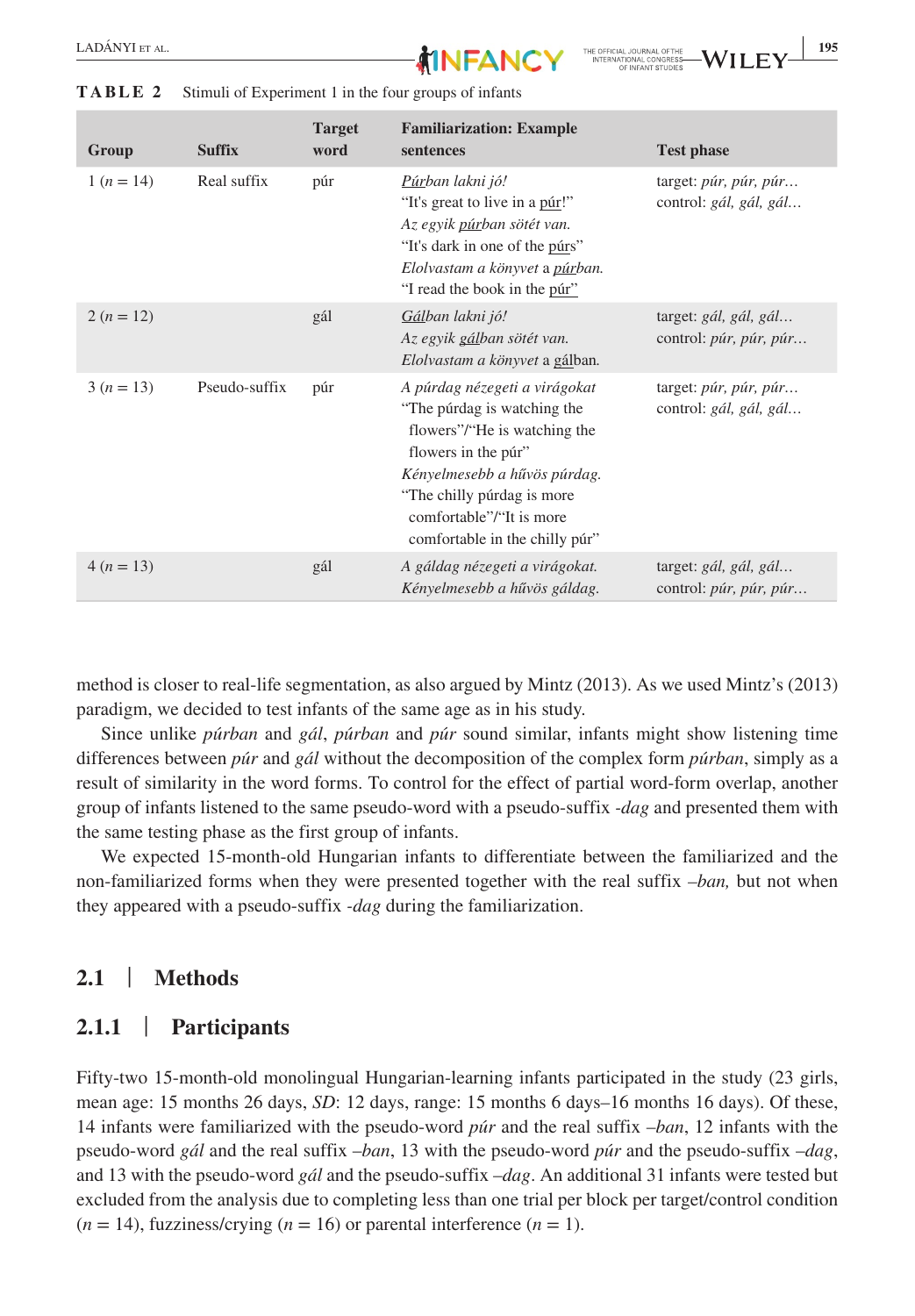**TABLE 2** Stimuli of Experiment 1 in the four groups of infants

| Group | Suffix | Target word | Familiarization: Example sentences | Test phase |
|---|---|---|---|---|
| 1 (*n* = 14) | Real suffix | púr | *Púrban lakni jó!*<br>"It's great to live in a púr!"<br>*Az egyik púrban sötét van.*<br>"It's dark in one of the púrs"<br>*Elolvastam a könyvet a púrban.*<br>"I read the book in the púr" | target: *púr, púr, púr…*<br>control: *gál, gál, gál…* |
| 2 (*n* = 12) | | gál | *Gálban lakni jó!*<br>*Az egyik gálban sötét van.*<br>*Elolvastam a könyvet a gálban.* | target: *gál, gál, gál…*<br>control: *púr, púr, púr…* |
| 3 (*n* = 13) | Pseudo-suffix | púr | *A púrdag nézegeti a virágokat*<br>"The púrdag is watching the flowers"/"He is watching the flowers in the púr"<br>*Kényelmesebb a hűvös púrdag.*<br>"The chilly púrdag is more comfortable"/"It is more comfortable in the chilly púr" | target: *púr, púr, púr…*<br>control: *gál, gál, gál…* |
| 4 (*n* = 13) | | gál | *A gáldag nézegeti a virágokat.*<br>*Kényelmesebb a hűvös gáldag.* | target: *gál, gál, gál…*<br>control: *púr, púr, púr…* |

method is closer to real-life segmentation, as also argued by Mintz (2013). As we used Mintz's (2013) paradigm, we decided to test infants of the same age as in his study.

Since unlike *púrban* and *gál*, *púrban* and *púr* sound similar, infants might show listening time differences between *púr* and *gál* without the decomposition of the complex form *púrban*, simply as a result of similarity in the word forms. To control for the effect of partial word-form overlap, another group of infants listened to the same pseudo-word with a pseudo-suffix *-dag* and presented them with the same testing phase as the first group of infants.

We expected 15-month-old Hungarian infants to differentiate between the familiarized and the non-familiarized forms when they were presented together with the real suffix *–ban,* but not when they appeared with a pseudo-suffix *-dag* during the familiarization.

## 2.1 | Methods

### 2.1.1 | Participants

Fifty-two 15-month-old monolingual Hungarian-learning infants participated in the study (23 girls, mean age: 15 months 26 days, *SD*: 12 days, range: 15 months 6 days–16 months 16 days). Of these, 14 infants were familiarized with the pseudo-word *púr* and the real suffix *–ban*, 12 infants with the pseudo-word *gál* and the real suffix *–ban*, 13 with the pseudo-word *púr* and the pseudo-suffix *–dag*, and 13 with the pseudo-word *gál* and the pseudo-suffix *–dag*. An additional 31 infants were tested but excluded from the analysis due to completing less than one trial per block per target/control condition (*n* = 14), fuzziness/crying (*n* = 16) or parental interference (*n* = 1).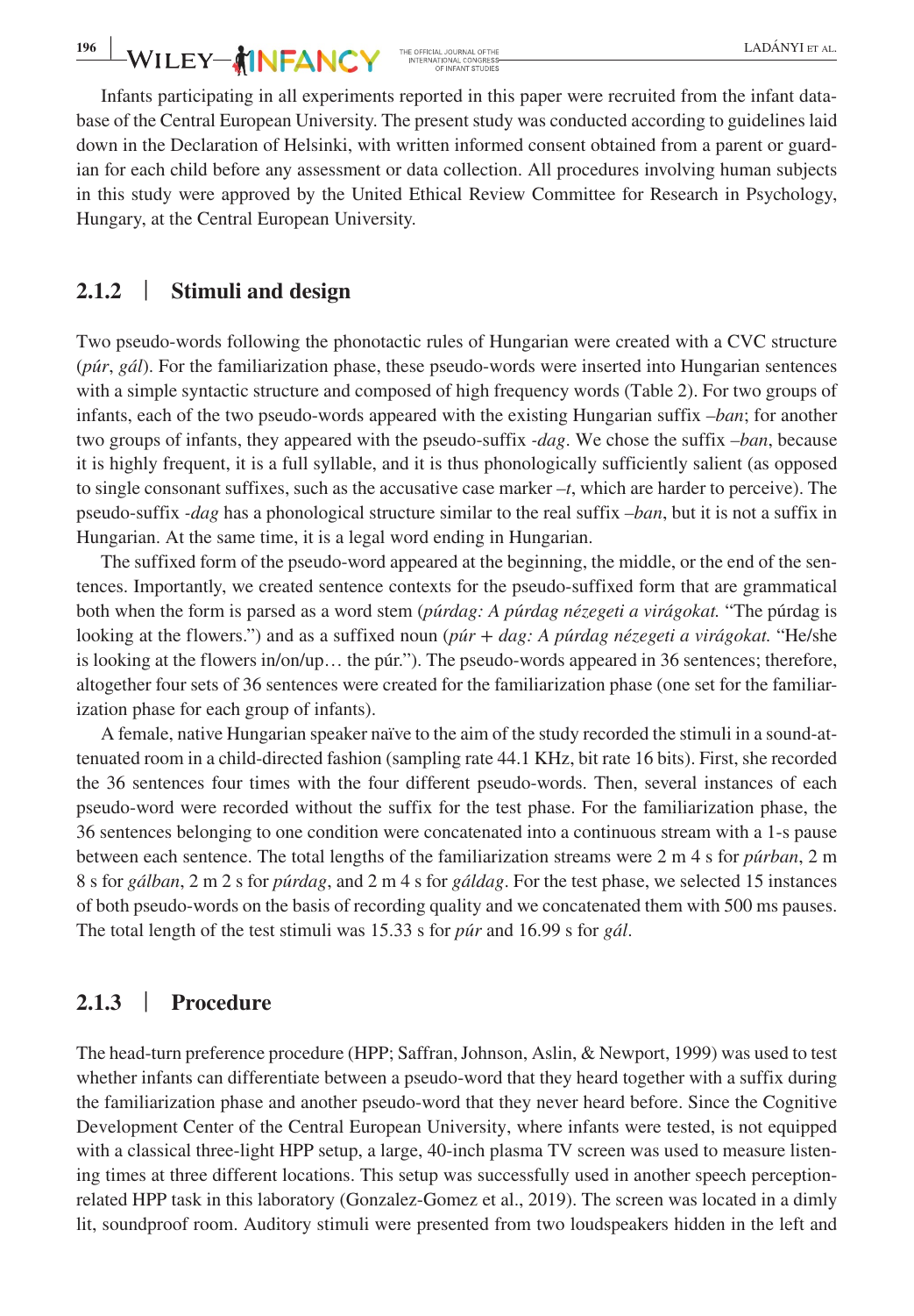Infants participating in all experiments reported in this paper were recruited from the infant database of the Central European University. The present study was conducted according to guidelines laid down in the Declaration of Helsinki, with written informed consent obtained from a parent or guardian for each child before any assessment or data collection. All procedures involving human subjects in this study were approved by the United Ethical Review Committee for Research in Psychology, Hungary, at the Central European University.

### 2.1.2 | Stimuli and design

Two pseudo-words following the phonotactic rules of Hungarian were created with a CVC structure (*púr*, *gál*). For the familiarization phase, these pseudo-words were inserted into Hungarian sentences with a simple syntactic structure and composed of high frequency words (Table 2). For two groups of infants, each of the two pseudo-words appeared with the existing Hungarian suffix *–ban*; for another two groups of infants, they appeared with the pseudo-suffix *-dag*. We chose the suffix *–ban*, because it is highly frequent, it is a full syllable, and it is thus phonologically sufficiently salient (as opposed to single consonant suffixes, such as the accusative case marker *–t*, which are harder to perceive). The pseudo-suffix *-dag* has a phonological structure similar to the real suffix *–ban*, but it is not a suffix in Hungarian. At the same time, it is a legal word ending in Hungarian.

The suffixed form of the pseudo-word appeared at the beginning, the middle, or the end of the sentences. Importantly, we created sentence contexts for the pseudo-suffixed form that are grammatical both when the form is parsed as a word stem (*púrdag: A púrdag nézegeti a virágokat.* "The púrdag is looking at the flowers.") and as a suffixed noun (*púr + dag: A púrdag nézegeti a virágokat.* "He/she is looking at the flowers in/on/up… the púr."). The pseudo-words appeared in 36 sentences; therefore, altogether four sets of 36 sentences were created for the familiarization phase (one set for the familiarization phase for each group of infants).

A female, native Hungarian speaker naïve to the aim of the study recorded the stimuli in a sound-attenuated room in a child-directed fashion (sampling rate 44.1 KHz, bit rate 16 bits). First, she recorded the 36 sentences four times with the four different pseudo-words. Then, several instances of each pseudo-word were recorded without the suffix for the test phase. For the familiarization phase, the 36 sentences belonging to one condition were concatenated into a continuous stream with a 1-s pause between each sentence. The total lengths of the familiarization streams were 2 m 4 s for *púrban*, 2 m 8 s for *gálban*, 2 m 2 s for *púrdag*, and 2 m 4 s for *gáldag*. For the test phase, we selected 15 instances of both pseudo-words on the basis of recording quality and we concatenated them with 500 ms pauses. The total length of the test stimuli was 15.33 s for *púr* and 16.99 s for *gál*.

### 2.1.3 | Procedure

The head-turn preference procedure (HPP; Saffran, Johnson, Aslin, & Newport, 1999) was used to test whether infants can differentiate between a pseudo-word that they heard together with a suffix during the familiarization phase and another pseudo-word that they never heard before. Since the Cognitive Development Center of the Central European University, where infants were tested, is not equipped with a classical three-light HPP setup, a large, 40-inch plasma TV screen was used to measure listening times at three different locations. This setup was successfully used in another speech perception-related HPP task in this laboratory (Gonzalez-Gomez et al., 2019). The screen was located in a dimly lit, soundproof room. Auditory stimuli were presented from two loudspeakers hidden in the left and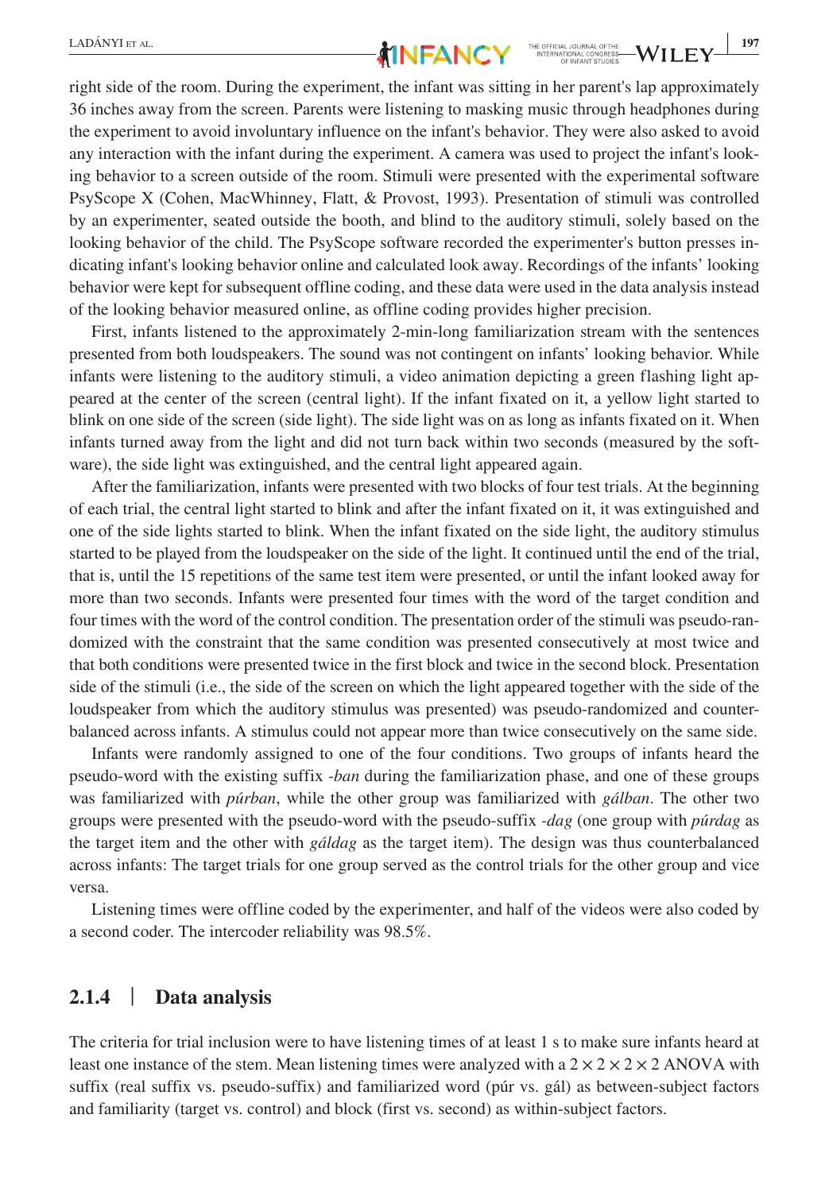right side of the room. During the experiment, the infant was sitting in her parent's lap approximately 36 inches away from the screen. Parents were listening to masking music through headphones during the experiment to avoid involuntary influence on the infant's behavior. They were also asked to avoid any interaction with the infant during the experiment. A camera was used to project the infant's looking behavior to a screen outside of the room. Stimuli were presented with the experimental software PsyScope X (Cohen, MacWhinney, Flatt, & Provost, 1993). Presentation of stimuli was controlled by an experimenter, seated outside the booth, and blind to the auditory stimuli, solely based on the looking behavior of the child. The PsyScope software recorded the experimenter's button presses indicating infant's looking behavior online and calculated look away. Recordings of the infants' looking behavior were kept for subsequent offline coding, and these data were used in the data analysis instead of the looking behavior measured online, as offline coding provides higher precision.

First, infants listened to the approximately 2-min-long familiarization stream with the sentences presented from both loudspeakers. The sound was not contingent on infants' looking behavior. While infants were listening to the auditory stimuli, a video animation depicting a green flashing light appeared at the center of the screen (central light). If the infant fixated on it, a yellow light started to blink on one side of the screen (side light). The side light was on as long as infants fixated on it. When infants turned away from the light and did not turn back within two seconds (measured by the software), the side light was extinguished, and the central light appeared again.

After the familiarization, infants were presented with two blocks of four test trials. At the beginning of each trial, the central light started to blink and after the infant fixated on it, it was extinguished and one of the side lights started to blink. When the infant fixated on the side light, the auditory stimulus started to be played from the loudspeaker on the side of the light. It continued until the end of the trial, that is, until the 15 repetitions of the same test item were presented, or until the infant looked away for more than two seconds. Infants were presented four times with the word of the target condition and four times with the word of the control condition. The presentation order of the stimuli was pseudo-randomized with the constraint that the same condition was presented consecutively at most twice and that both conditions were presented twice in the first block and twice in the second block. Presentation side of the stimuli (i.e., the side of the screen on which the light appeared together with the side of the loudspeaker from which the auditory stimulus was presented) was pseudo-randomized and counterbalanced across infants. A stimulus could not appear more than twice consecutively on the same side.

Infants were randomly assigned to one of the four conditions. Two groups of infants heard the pseudo-word with the existing suffix *-ban* during the familiarization phase, and one of these groups was familiarized with *púrban*, while the other group was familiarized with *gálban*. The other two groups were presented with the pseudo-word with the pseudo-suffix *-dag* (one group with *púrdag* as the target item and the other with *gáldag* as the target item). The design was thus counterbalanced across infants: The target trials for one group served as the control trials for the other group and vice versa.

Listening times were offline coded by the experimenter, and half of the videos were also coded by a second coder. The intercoder reliability was 98.5%.

### 2.1.4 | Data analysis

The criteria for trial inclusion were to have listening times of at least 1 s to make sure infants heard at least one instance of the stem. Mean listening times were analyzed with a $2 \times 2 \times 2 \times 2$ ANOVA with suffix (real suffix vs. pseudo-suffix) and familiarized word (púr vs. gál) as between-subject factors and familiarity (target vs. control) and block (first vs. second) as within-subject factors.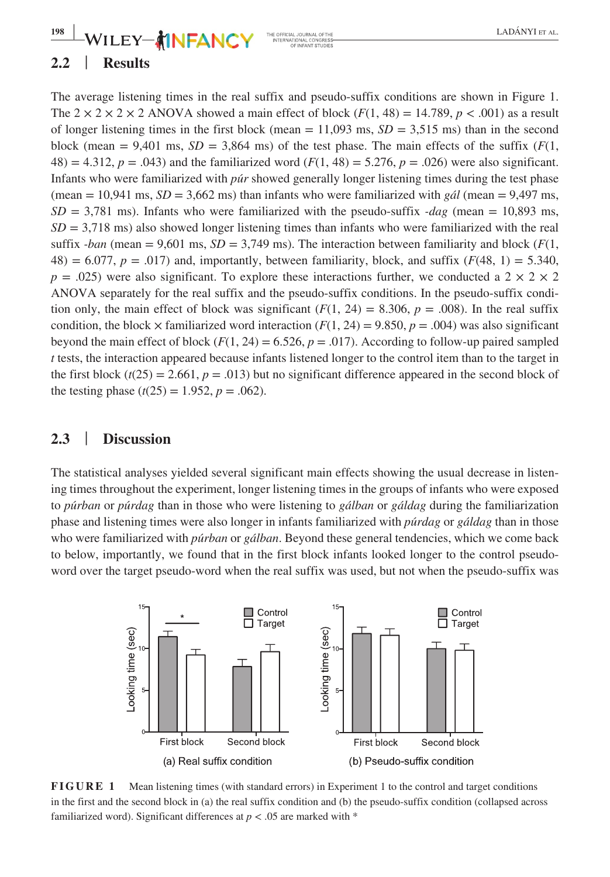## 2.2 | Results

The average listening times in the real suffix and pseudo-suffix conditions are shown in Figure 1. The $2 \times 2 \times 2 \times 2$ ANOVA showed a main effect of block ($F(1, 48) = 14.789$, $p < .001$) as a result of longer listening times in the first block (mean = 11,093 ms, $SD$ = 3,515 ms) than in the second block (mean = 9,401 ms, $SD$ = 3,864 ms) of the test phase. The main effects of the suffix ($F(1, 48) = 4.312$, $p = .043$) and the familiarized word ($F(1, 48) = 5.276$, $p = .026$) were also significant. Infants who were familiarized with *púr* showed generally longer listening times during the test phase (mean = 10,941 ms, $SD$ = 3,662 ms) than infants who were familiarized with *gál* (mean = 9,497 ms, $SD$ = 3,781 ms). Infants who were familiarized with the pseudo-suffix *-dag* (mean = 10,893 ms, $SD$ = 3,718 ms) also showed longer listening times than infants who were familiarized with the real suffix *-ban* (mean = 9,601 ms, $SD$ = 3,749 ms). The interaction between familiarity and block ($F(1, 48) = 6.077$, $p = .017$) and, importantly, between familiarity, block, and suffix ($F(48, 1) = 5.340$, $p = .025$) were also significant. To explore these interactions further, we conducted a $2 \times 2 \times 2$ ANOVA separately for the real suffix and the pseudo-suffix conditions. In the pseudo-suffix condition only, the main effect of block was significant ($F(1, 24) = 8.306$, $p = .008$). In the real suffix condition, the block × familiarized word interaction ($F(1, 24) = 9.850$, $p = .004$) was also significant beyond the main effect of block ($F(1, 24) = 6.526$, $p = .017$). According to follow-up paired sampled *t* tests, the interaction appeared because infants listened longer to the control item than to the target in the first block ($t(25) = 2.661$, $p = .013$) but no significant difference appeared in the second block of the testing phase ($t(25) = 1.952$, $p = .062$).

## 2.3 | Discussion

The statistical analyses yielded several significant main effects showing the usual decrease in listening times throughout the experiment, longer listening times in the groups of infants who were exposed to *púrban* or *púrdag* than in those who were listening to *gálban* or *gáldag* during the familiarization phase and listening times were also longer in infants familiarized with *púrdag* or *gáldag* than in those who were familiarized with *púrban* or *gálban*. Beyond these general tendencies, which we come back to below, importantly, we found that in the first block infants looked longer to the control pseudo-word over the target pseudo-word when the real suffix was used, but not when the pseudo-suffix was

Looking time (sec)
15
10
5
0
*
Control
Target
First block
Second block
(a) Real suffix condition

Looking time (sec)
15
10
5
0
Control
Target
First block
Second block
(b) Pseudo-suffix condition

**FIGURE 1** Mean listening times (with standard errors) in Experiment 1 to the control and target conditions in the first and the second block in (a) the real suffix condition and (b) the pseudo-suffix condition (collapsed across familiarized word). Significant differences at $p < .05$ are marked with *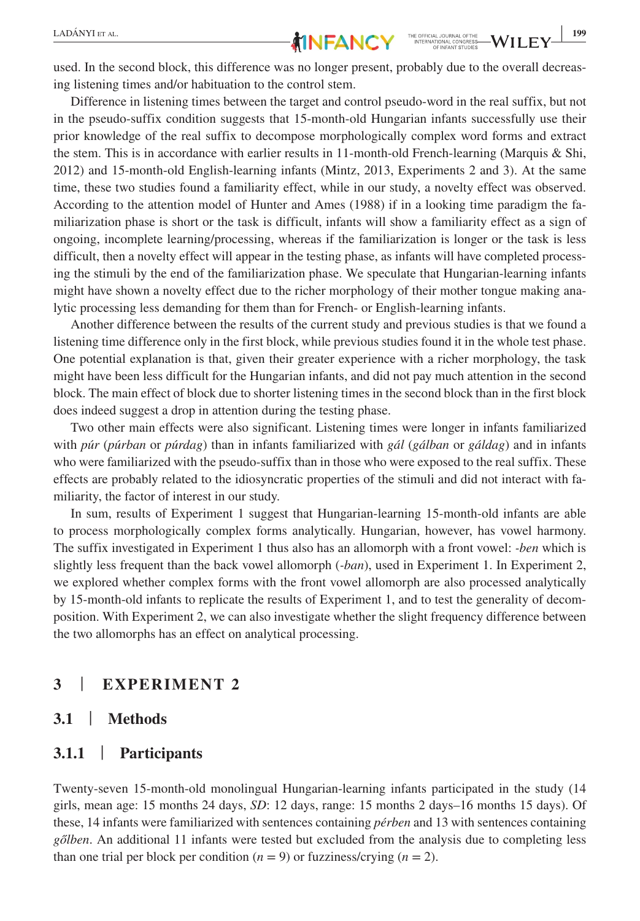used. In the second block, this difference was no longer present, probably due to the overall decreasing listening times and/or habituation to the control stem.

Difference in listening times between the target and control pseudo-word in the real suffix, but not in the pseudo-suffix condition suggests that 15-month-old Hungarian infants successfully use their prior knowledge of the real suffix to decompose morphologically complex word forms and extract the stem. This is in accordance with earlier results in 11-month-old French-learning (Marquis & Shi, 2012) and 15-month-old English-learning infants (Mintz, 2013, Experiments 2 and 3). At the same time, these two studies found a familiarity effect, while in our study, a novelty effect was observed. According to the attention model of Hunter and Ames (1988) if in a looking time paradigm the familiarization phase is short or the task is difficult, infants will show a familiarity effect as a sign of ongoing, incomplete learning/processing, whereas if the familiarization is longer or the task is less difficult, then a novelty effect will appear in the testing phase, as infants will have completed processing the stimuli by the end of the familiarization phase. We speculate that Hungarian-learning infants might have shown a novelty effect due to the richer morphology of their mother tongue making analytic processing less demanding for them than for French- or English-learning infants.

Another difference between the results of the current study and previous studies is that we found a listening time difference only in the first block, while previous studies found it in the whole test phase. One potential explanation is that, given their greater experience with a richer morphology, the task might have been less difficult for the Hungarian infants, and did not pay much attention in the second block. The main effect of block due to shorter listening times in the second block than in the first block does indeed suggest a drop in attention during the testing phase.

Two other main effects were also significant. Listening times were longer in infants familiarized with *púr* (*púrban* or *púrdag*) than in infants familiarized with *gál* (*gálban* or *gáldag*) and in infants who were familiarized with the pseudo-suffix than in those who were exposed to the real suffix. These effects are probably related to the idiosyncratic properties of the stimuli and did not interact with familiarity, the factor of interest in our study.

In sum, results of Experiment 1 suggest that Hungarian-learning 15-month-old infants are able to process morphologically complex forms analytically. Hungarian, however, has vowel harmony. The suffix investigated in Experiment 1 thus also has an allomorph with a front vowel: *-ben* which is slightly less frequent than the back vowel allomorph (*-ban*), used in Experiment 1. In Experiment 2, we explored whether complex forms with the front vowel allomorph are also processed analytically by 15-month-old infants to replicate the results of Experiment 1, and to test the generality of decomposition. With Experiment 2, we can also investigate whether the slight frequency difference between the two allomorphs has an effect on analytical processing.

## 3 | EXPERIMENT 2

### 3.1 | Methods

#### 3.1.1 | Participants

Twenty-seven 15-month-old monolingual Hungarian-learning infants participated in the study (14 girls, mean age: 15 months 24 days, *SD*: 12 days, range: 15 months 2 days–16 months 15 days). Of these, 14 infants were familiarized with sentences containing *pérben* and 13 with sentences containing *gőlben*. An additional 11 infants were tested but excluded from the analysis due to completing less than one trial per block per condition ($n = 9$) or fuzziness/crying ($n = 2$).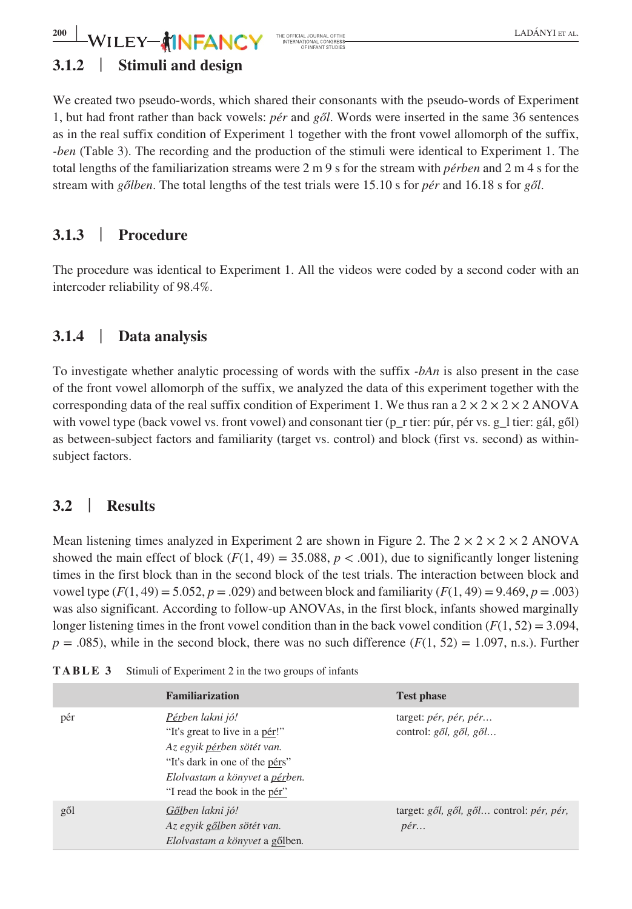### 3.1.2 | Stimuli and design

We created two pseudo-words, which shared their consonants with the pseudo-words of Experiment 1, but had front rather than back vowels: *pér* and *gől*. Words were inserted in the same 36 sentences as in the real suffix condition of Experiment 1 together with the front vowel allomorph of the suffix, *-ben* (Table 3). The recording and the production of the stimuli were identical to Experiment 1. The total lengths of the familiarization streams were 2 m 9 s for the stream with *pérben* and 2 m 4 s for the stream with *gőlben*. The total lengths of the test trials were 15.10 s for *pér* and 16.18 s for *gől*.

### 3.1.3 | Procedure

The procedure was identical to Experiment 1. All the videos were coded by a second coder with an intercoder reliability of 98.4%.

### 3.1.4 | Data analysis

To investigate whether analytic processing of words with the suffix *-bAn* is also present in the case of the front vowel allomorph of the suffix, we analyzed the data of this experiment together with the corresponding data of the real suffix condition of Experiment 1. We thus ran a 2 × 2 × 2 × 2 ANOVA with vowel type (back vowel vs. front vowel) and consonant tier (p_r tier: púr, pér vs. g_l tier: gál, gől) as between-subject factors and familiarity (target vs. control) and block (first vs. second) as within-subject factors.

## 3.2 | Results

Mean listening times analyzed in Experiment 2 are shown in Figure 2. The 2 × 2 × 2 × 2 ANOVA showed the main effect of block ($F(1, 49) = 35.088$, $p < .001$), due to significantly longer listening times in the first block than in the second block of the test trials. The interaction between block and vowel type ($F(1, 49) = 5.052$, $p = .029$) and between block and familiarity ($F(1, 49) = 9.469$, $p = .003$) was also significant. According to follow-up ANOVAs, in the first block, infants showed marginally longer listening times in the front vowel condition than in the back vowel condition ($F(1, 52) = 3.094$, $p = .085$), while in the second block, there was no such difference ($F(1, 52) = 1.097$, n.s.). Further

**TABLE 3** Stimuli of Experiment 2 in the two groups of infants

| | Familiarization | Test phase |
|---|---|---|
| pér | *Pérben lakni jó!*<br>"It's great to live in a pér!"<br>*Az egyik pérben sötét van.*<br>"It's dark in one of the pérs"<br>*Elolvastam a könyvet a pérben.*<br>"I read the book in the pér" | target: *pér, pér, pér…*<br>control: *gől, gől, gől…* |
| gől | *Gőlben lakni jó!*<br>*Az egyik gőlben sötét van.*<br>*Elolvastam a könyvet a gőlben.* | target: *gől, gől, gől…* control: *pér, pér, pér…* |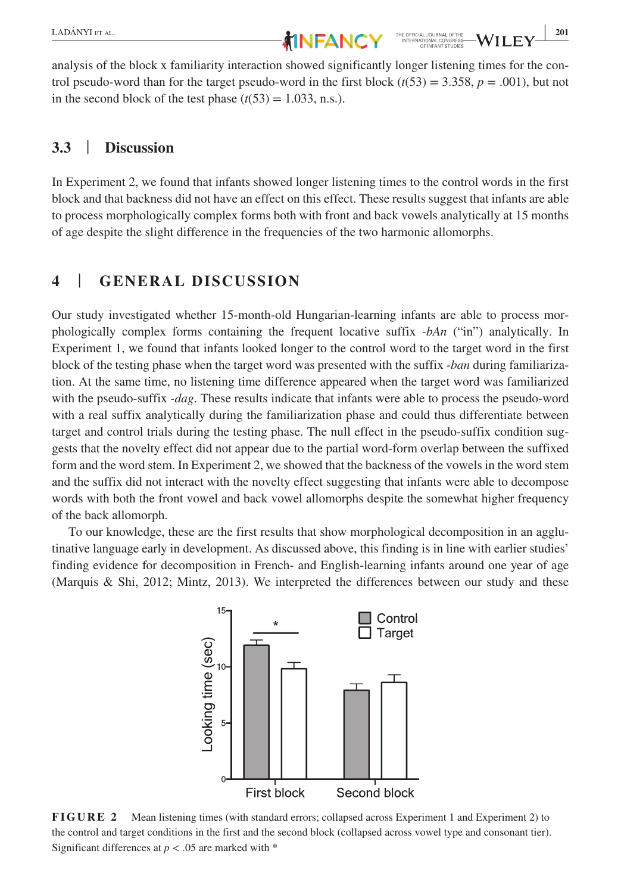analysis of the block x familiarity interaction showed significantly longer listening times for the control pseudo-word than for the target pseudo-word in the first block ($t(53) = 3.358$, $p = .001$), but not in the second block of the test phase ($t(53) = 1.033$, n.s.).

### 3.3 | Discussion

In Experiment 2, we found that infants showed longer listening times to the control words in the first block and that backness did not have an effect on this effect. These results suggest that infants are able to process morphologically complex forms both with front and back vowels analytically at 15 months of age despite the slight difference in the frequencies of the two harmonic allomorphs.

## 4 | GENERAL DISCUSSION

Our study investigated whether 15-month-old Hungarian-learning infants are able to process morphologically complex forms containing the frequent locative suffix *-bAn* ("in") analytically. In Experiment 1, we found that infants looked longer to the control word to the target word in the first block of the testing phase when the target word was presented with the suffix *-ban* during familiarization. At the same time, no listening time difference appeared when the target word was familiarized with the pseudo-suffix *-dag*. These results indicate that infants were able to process the pseudo-word with a real suffix analytically during the familiarization phase and could thus differentiate between target and control trials during the testing phase. The null effect in the pseudo-suffix condition suggests that the novelty effect did not appear due to the partial word-form overlap between the suffixed form and the word stem. In Experiment 2, we showed that the backness of the vowels in the word stem and the suffix did not interact with the novelty effect suggesting that infants were able to decompose words with both the front vowel and back vowel allomorphs despite the somewhat higher frequency of the back allomorph.

To our knowledge, these are the first results that show morphological decomposition in an agglutinative language early in development. As discussed above, this finding is in line with earlier studies' finding evidence for decomposition in French- and English-learning infants around one year of age (Marquis & Shi, 2012; Mintz, 2013). We interpreted the differences between our study and these

Control
Target
*
Looking time (sec)
15
10
5
0
First block
Second block

**FIGURE 2** Mean listening times (with standard errors; collapsed across Experiment 1 and Experiment 2) to the control and target conditions in the first and the second block (collapsed across vowel type and consonant tier). Significant differences at $p < .05$ are marked with *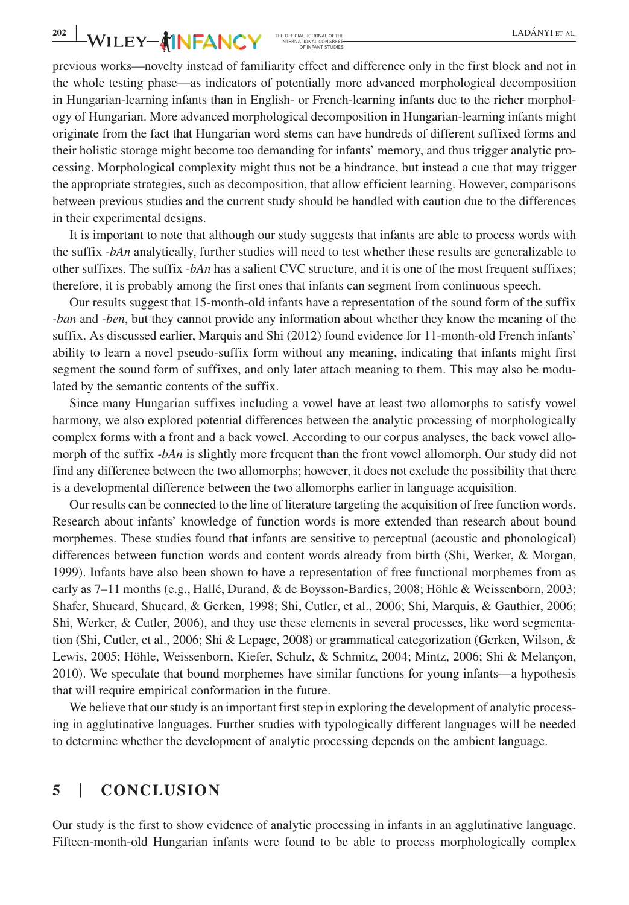previous works—novelty instead of familiarity effect and difference only in the first block and not in the whole testing phase—as indicators of potentially more advanced morphological decomposition in Hungarian-learning infants than in English- or French-learning infants due to the richer morphology of Hungarian. More advanced morphological decomposition in Hungarian-learning infants might originate from the fact that Hungarian word stems can have hundreds of different suffixed forms and their holistic storage might become too demanding for infants' memory, and thus trigger analytic processing. Morphological complexity might thus not be a hindrance, but instead a cue that may trigger the appropriate strategies, such as decomposition, that allow efficient learning. However, comparisons between previous studies and the current study should be handled with caution due to the differences in their experimental designs.

It is important to note that although our study suggests that infants are able to process words with the suffix *-bAn* analytically, further studies will need to test whether these results are generalizable to other suffixes. The suffix *-bAn* has a salient CVC structure, and it is one of the most frequent suffixes; therefore, it is probably among the first ones that infants can segment from continuous speech.

Our results suggest that 15-month-old infants have a representation of the sound form of the suffix *-ban* and *-ben*, but they cannot provide any information about whether they know the meaning of the suffix. As discussed earlier, Marquis and Shi (2012) found evidence for 11-month-old French infants' ability to learn a novel pseudo-suffix form without any meaning, indicating that infants might first segment the sound form of suffixes, and only later attach meaning to them. This may also be modulated by the semantic contents of the suffix.

Since many Hungarian suffixes including a vowel have at least two allomorphs to satisfy vowel harmony, we also explored potential differences between the analytic processing of morphologically complex forms with a front and a back vowel. According to our corpus analyses, the back vowel allomorph of the suffix *-bAn* is slightly more frequent than the front vowel allomorph. Our study did not find any difference between the two allomorphs; however, it does not exclude the possibility that there is a developmental difference between the two allomorphs earlier in language acquisition.

Our results can be connected to the line of literature targeting the acquisition of free function words. Research about infants' knowledge of function words is more extended than research about bound morphemes. These studies found that infants are sensitive to perceptual (acoustic and phonological) differences between function words and content words already from birth (Shi, Werker, & Morgan, 1999). Infants have also been shown to have a representation of free functional morphemes from as early as 7–11 months (e.g., Hallé, Durand, & de Boysson-Bardies, 2008; Höhle & Weissenborn, 2003; Shafer, Shucard, Shucard, & Gerken, 1998; Shi, Cutler, et al., 2006; Shi, Marquis, & Gauthier, 2006; Shi, Werker, & Cutler, 2006), and they use these elements in several processes, like word segmentation (Shi, Cutler, et al., 2006; Shi & Lepage, 2008) or grammatical categorization (Gerken, Wilson, & Lewis, 2005; Höhle, Weissenborn, Kiefer, Schulz, & Schmitz, 2004; Mintz, 2006; Shi & Melançon, 2010). We speculate that bound morphemes have similar functions for young infants—a hypothesis that will require empirical conformation in the future.

We believe that our study is an important first step in exploring the development of analytic processing in agglutinative languages. Further studies with typologically different languages will be needed to determine whether the development of analytic processing depends on the ambient language.

## 5 | CONCLUSION

Our study is the first to show evidence of analytic processing in infants in an agglutinative language. Fifteen-month-old Hungarian infants were found to be able to process morphologically complex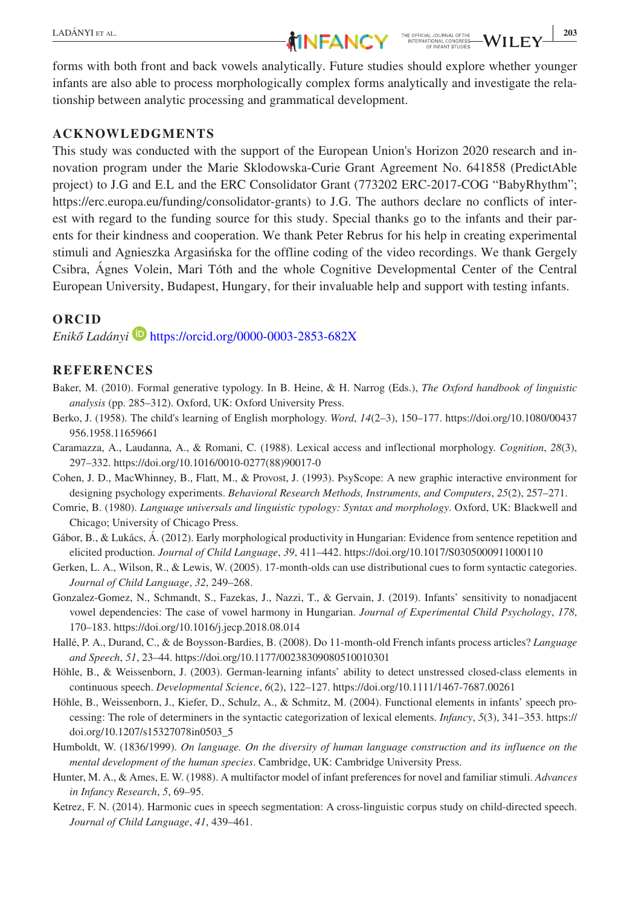forms with both front and back vowels analytically. Future studies should explore whether younger infants are also able to process morphologically complex forms analytically and investigate the relationship between analytic processing and grammatical development.

## ACKNOWLEDGMENTS

This study was conducted with the support of the European Union's Horizon 2020 research and innovation program under the Marie Sklodowska-Curie Grant Agreement No. 641858 (PredictAble project) to J.G and E.L and the ERC Consolidator Grant (773202 ERC-2017-COG "BabyRhythm"; https://erc.europa.eu/funding/consolidator-grants) to J.G. The authors declare no conflicts of interest with regard to the funding source for this study. Special thanks go to the infants and their parents for their kindness and cooperation. We thank Peter Rebrus for his help in creating experimental stimuli and Agnieszka Argasińska for the offline coding of the video recordings. We thank Gergely Csibra, Ágnes Volein, Mari Tóth and the whole Cognitive Developmental Center of the Central European University, Budapest, Hungary, for their invaluable help and support with testing infants.

## ORCID

*Enikő Ladányi* https://orcid.org/0000-0003-2853-682X

## REFERENCES

Baker, M. (2010). Formal generative typology. In B. Heine, & H. Narrog (Eds.), *The Oxford handbook of linguistic analysis* (pp. 285–312). Oxford, UK: Oxford University Press.

Berko, J. (1958). The child's learning of English morphology. *Word*, *14*(2–3), 150–177. https://doi.org/10.1080/00437956.1958.11659661

Caramazza, A., Laudanna, A., & Romani, C. (1988). Lexical access and inflectional morphology. *Cognition*, *28*(3), 297–332. https://doi.org/10.1016/0010-0277(88)90017-0

Cohen, J. D., MacWhinney, B., Flatt, M., & Provost, J. (1993). PsyScope: A new graphic interactive environment for designing psychology experiments. *Behavioral Research Methods, Instruments, and Computers*, *25*(2), 257–271.

Comrie, B. (1980). *Language universals and linguistic typology: Syntax and morphology*. Oxford, UK: Blackwell and Chicago; University of Chicago Press.

Gábor, B., & Lukács, Á. (2012). Early morphological productivity in Hungarian: Evidence from sentence repetition and elicited production. *Journal of Child Language*, *39*, 411–442. https://doi.org/10.1017/S0305000911000110

Gerken, L. A., Wilson, R., & Lewis, W. (2005). 17-month-olds can use distributional cues to form syntactic categories. *Journal of Child Language*, *32*, 249–268.

Gonzalez-Gomez, N., Schmandt, S., Fazekas, J., Nazzi, T., & Gervain, J. (2019). Infants' sensitivity to nonadjacent vowel dependencies: The case of vowel harmony in Hungarian. *Journal of Experimental Child Psychology*, *178*, 170–183. https://doi.org/10.1016/j.jecp.2018.08.014

Hallé, P. A., Durand, C., & de Boysson-Bardies, B. (2008). Do 11-month-old French infants process articles? *Language and Speech*, *51*, 23–44. https://doi.org/10.1177/00238309080510010301

Höhle, B., & Weissenborn, J. (2003). German-learning infants' ability to detect unstressed closed-class elements in continuous speech. *Developmental Science*, *6*(2), 122–127. https://doi.org/10.1111/1467-7687.00261

Höhle, B., Weissenborn, J., Kiefer, D., Schulz, A., & Schmitz, M. (2004). Functional elements in infants' speech processing: The role of determiners in the syntactic categorization of lexical elements. *Infancy*, *5*(3), 341–353. https://doi.org/10.1207/s15327078in0503_5

Humboldt, W. (1836/1999). *On language. On the diversity of human language construction and its influence on the mental development of the human species*. Cambridge, UK: Cambridge University Press.

Hunter, M. A., & Ames, E. W. (1988). A multifactor model of infant preferences for novel and familiar stimuli. *Advances in Infancy Research*, *5*, 69–95.

Ketrez, F. N. (2014). Harmonic cues in speech segmentation: A cross-linguistic corpus study on child-directed speech. *Journal of Child Language*, *41*, 439–461.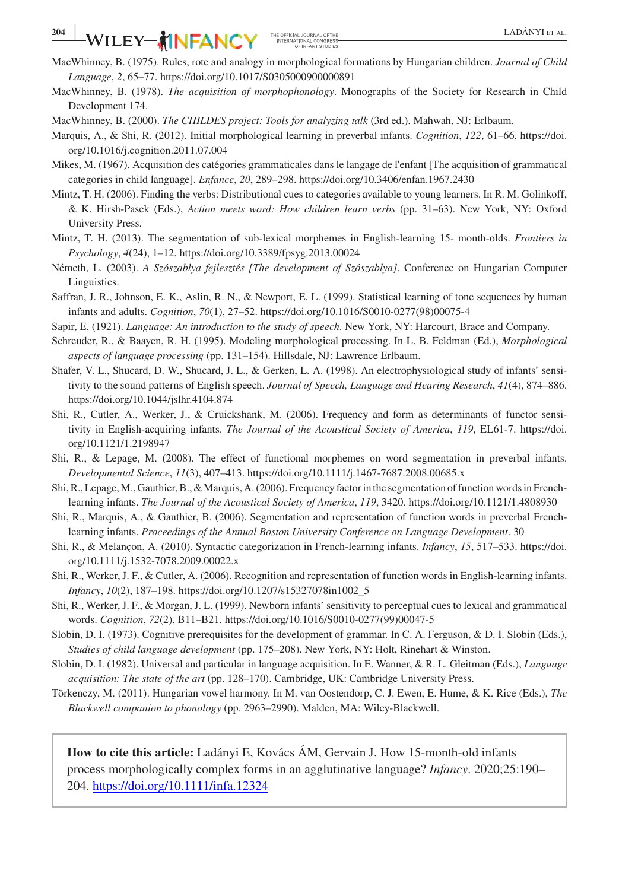MacWhinney, B. (1975). Rules, rote and analogy in morphological formations by Hungarian children. *Journal of Child Language*, *2*, 65–77. https://doi.org/10.1017/S0305000900000891

MacWhinney, B. (1978). *The acquisition of morphophonology*. Monographs of the Society for Research in Child Development 174.

MacWhinney, B. (2000). *The CHILDES project: Tools for analyzing talk* (3rd ed.). Mahwah, NJ: Erlbaum.

Marquis, A., & Shi, R. (2012). Initial morphological learning in preverbal infants. *Cognition*, *122*, 61–66. https://doi.org/10.1016/j.cognition.2011.07.004

Mikes, M. (1967). Acquisition des catégories grammaticales dans le langage de l'enfant [The acquisition of grammatical categories in child language]. *Enfance*, *20*, 289–298. https://doi.org/10.3406/enfan.1967.2430

Mintz, T. H. (2006). Finding the verbs: Distributional cues to categories available to young learners. In R. M. Golinkoff, & K. Hirsh-Pasek (Eds.), *Action meets word: How children learn verbs* (pp. 31–63). New York, NY: Oxford University Press.

Mintz, T. H. (2013). The segmentation of sub-lexical morphemes in English-learning 15- month-olds. *Frontiers in Psychology*, *4*(24), 1–12. https://doi.org/10.3389/fpsyg.2013.00024

Németh, L. (2003). *A Szószablya fejlesztés [The development of Szószablya]*. Conference on Hungarian Computer Linguistics.

Saffran, J. R., Johnson, E. K., Aslin, R. N., & Newport, E. L. (1999). Statistical learning of tone sequences by human infants and adults. *Cognition*, *70*(1), 27–52. https://doi.org/10.1016/S0010-0277(98)00075-4

Sapir, E. (1921). *Language: An introduction to the study of speech*. New York, NY: Harcourt, Brace and Company.

Schreuder, R., & Baayen, R. H. (1995). Modeling morphological processing. In L. B. Feldman (Ed.), *Morphological aspects of language processing* (pp. 131–154). Hillsdale, NJ: Lawrence Erlbaum.

Shafer, V. L., Shucard, D. W., Shucard, J. L., & Gerken, L. A. (1998). An electrophysiological study of infants' sensitivity to the sound patterns of English speech. *Journal of Speech, Language and Hearing Research*, *41*(4), 874–886. https://doi.org/10.1044/jslhr.4104.874

Shi, R., Cutler, A., Werker, J., & Cruickshank, M. (2006). Frequency and form as determinants of functor sensitivity in English-acquiring infants. *The Journal of the Acoustical Society of America*, *119*, EL61-7. https://doi.org/10.1121/1.2198947

Shi, R., & Lepage, M. (2008). The effect of functional morphemes on word segmentation in preverbal infants. *Developmental Science*, *11*(3), 407–413. https://doi.org/10.1111/j.1467-7687.2008.00685.x

Shi, R., Lepage, M., Gauthier, B., & Marquis, A. (2006). Frequency factor in the segmentation of function words in French-learning infants. *The Journal of the Acoustical Society of America*, *119*, 3420. https://doi.org/10.1121/1.4808930

Shi, R., Marquis, A., & Gauthier, B. (2006). Segmentation and representation of function words in preverbal French-learning infants. *Proceedings of the Annual Boston University Conference on Language Development*. 30

Shi, R., & Melançon, A. (2010). Syntactic categorization in French-learning infants. *Infancy*, *15*, 517–533. https://doi.org/10.1111/j.1532-7078.2009.00022.x

Shi, R., Werker, J. F., & Cutler, A. (2006). Recognition and representation of function words in English-learning infants. *Infancy*, *10*(2), 187–198. https://doi.org/10.1207/s15327078in1002_5

Shi, R., Werker, J. F., & Morgan, J. L. (1999). Newborn infants' sensitivity to perceptual cues to lexical and grammatical words. *Cognition*, *72*(2), B11–B21. https://doi.org/10.1016/S0010-0277(99)00047-5

Slobin, D. I. (1973). Cognitive prerequisites for the development of grammar. In C. A. Ferguson, & D. I. Slobin (Eds.), *Studies of child language development* (pp. 175–208). New York, NY: Holt, Rinehart & Winston.

Slobin, D. I. (1982). Universal and particular in language acquisition. In E. Wanner, & R. L. Gleitman (Eds.), *Language acquisition: The state of the art* (pp. 128–170). Cambridge, UK: Cambridge University Press.

Törkenczy, M. (2011). Hungarian vowel harmony. In M. van Oostendorp, C. J. Ewen, E. Hume, & K. Rice (Eds.), *The Blackwell companion to phonology* (pp. 2963–2990). Malden, MA: Wiley-Blackwell.

**How to cite this article:** Ladányi E, Kovács ÁM, Gervain J. How 15-month-old infants process morphologically complex forms in an agglutinative language? *Infancy*. 2020;25:190–204. https://doi.org/10.1111/infa.12324